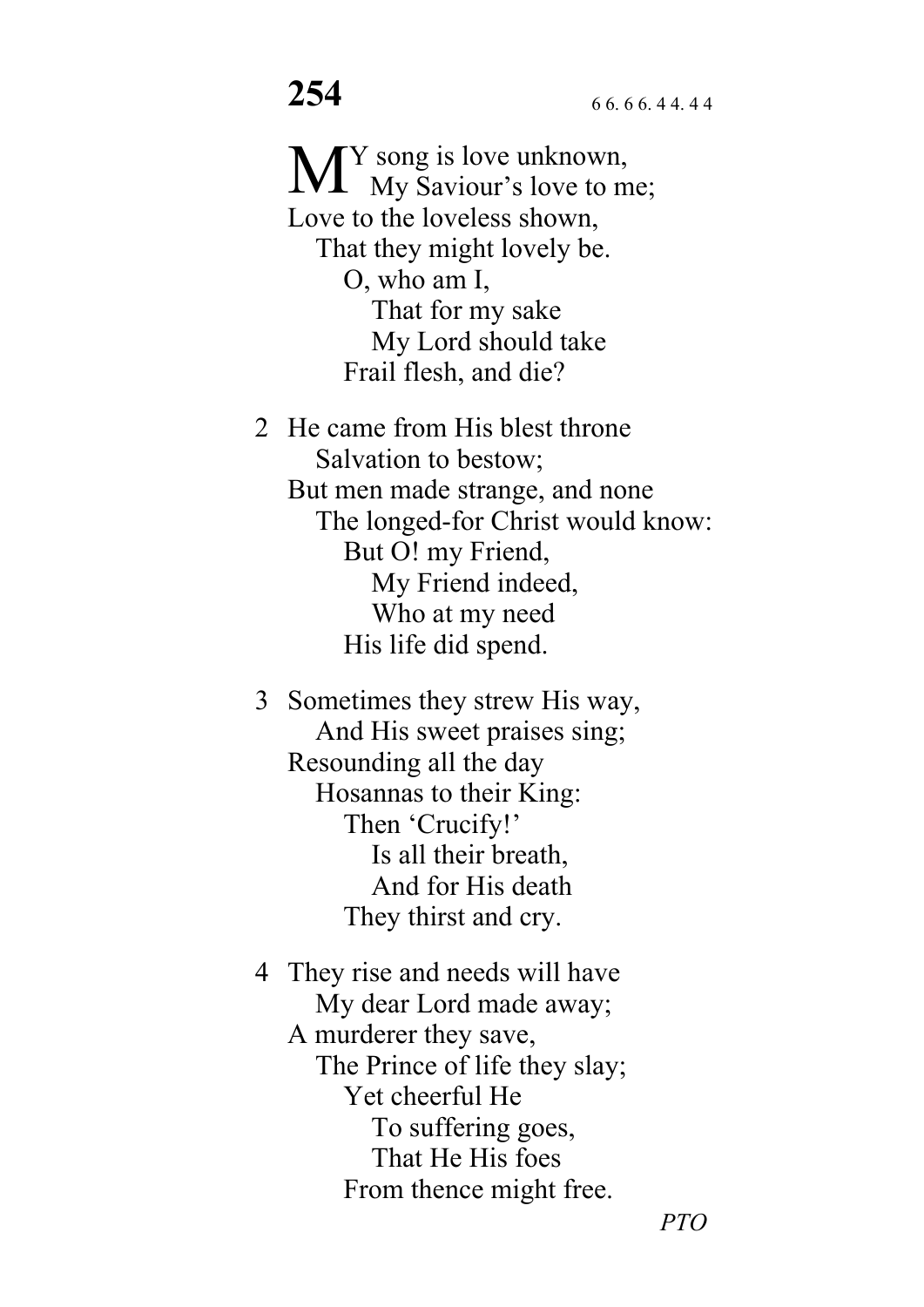# 254

6 6. 6 6. 4 4. 4 4

MY song is love unknown,
My Saviour's love to me;
Love to the loveless shown,
That they might lovely be.
O, who am I,
That for my sake
My Lord should take
Frail flesh, and die?

2 He came from His blest throne
Salvation to bestow;
But men made strange, and none
The longed-for Christ would know:
But O! my Friend,
My Friend indeed,
Who at my need
His life did spend.

3 Sometimes they strew His way,
And His sweet praises sing;
Resounding all the day
Hosannas to their King:
Then 'Crucify!'
Is all their breath,
And for His death
They thirst and cry.

4 They rise and needs will have
My dear Lord made away;
A murderer they save,
The Prince of life they slay;
Yet cheerful He
To suffering goes,
That He His foes
From thence might free.

*PTO*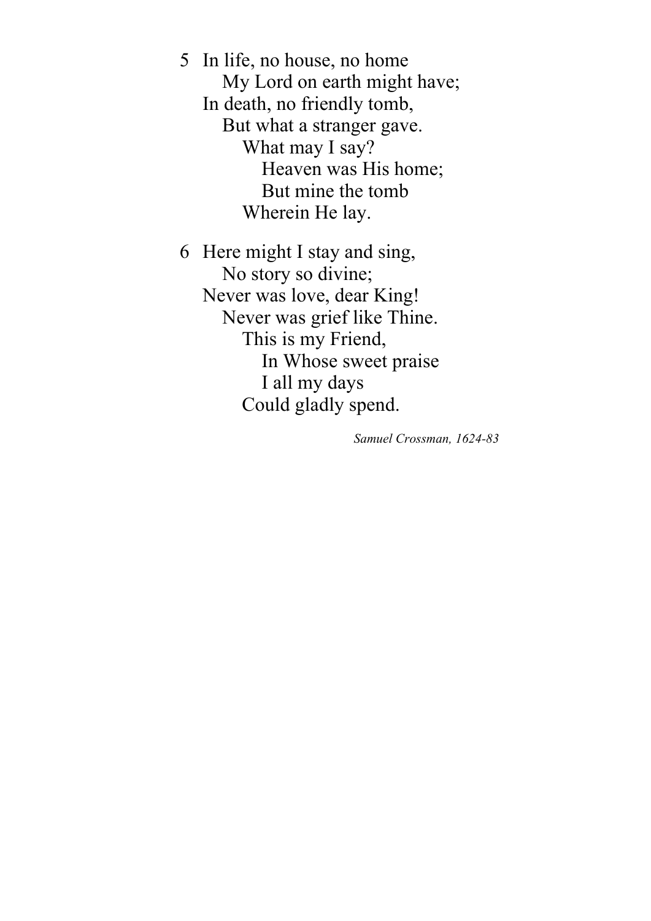5 In life, no house, no home
My Lord on earth might have;
In death, no friendly tomb,
But what a stranger gave.
What may I say?
Heaven was His home;
But mine the tomb
Wherein He lay.

6 Here might I stay and sing,
No story so divine;
Never was love, dear King!
Never was grief like Thine.
This is my Friend,
In Whose sweet praise
I all my days
Could gladly spend.

*Samuel Crossman, 1624-83*